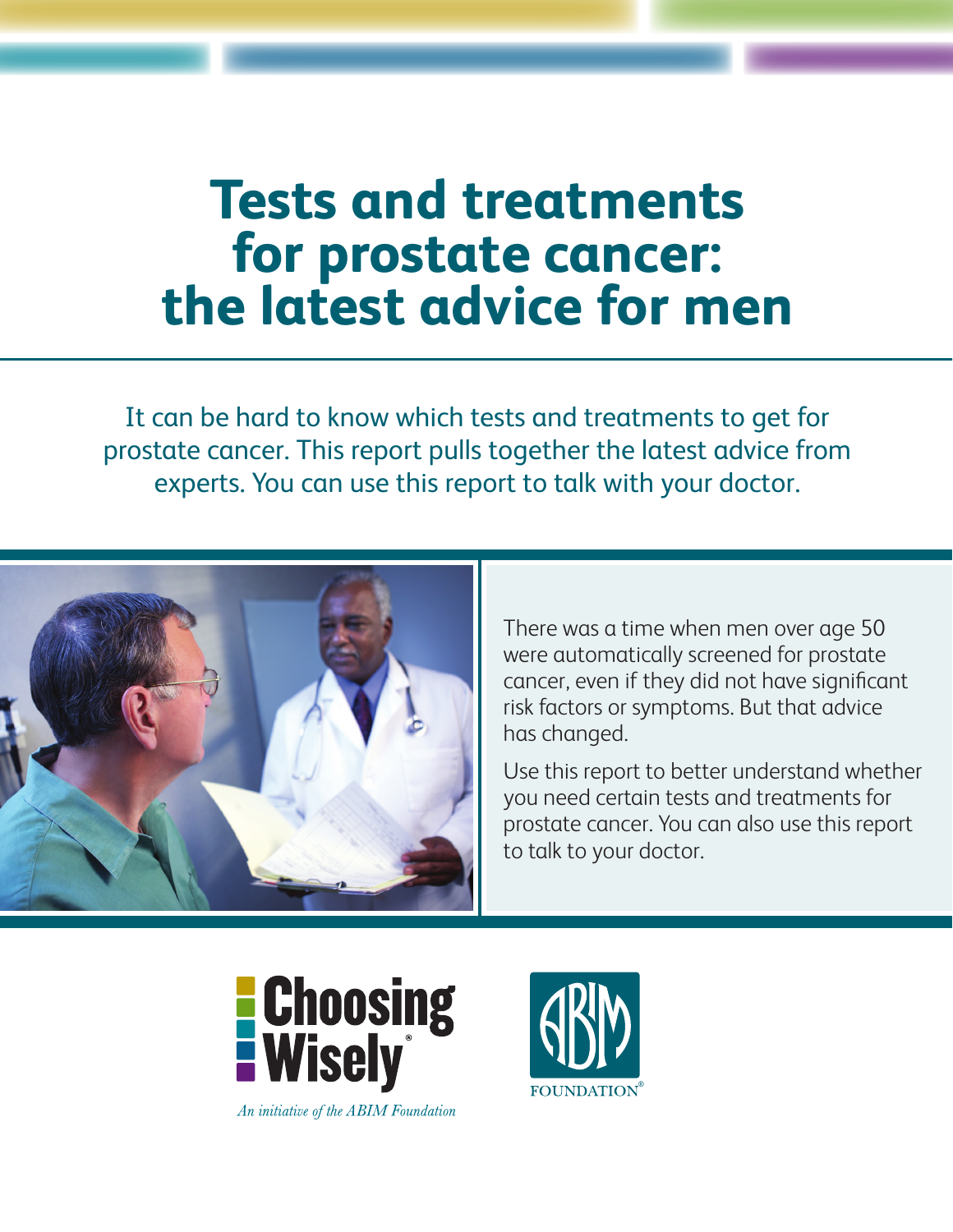# Tests and treatments for prostate cancer: the latest advice for men

It can be hard to know which tests and treatments to get for prostate cancer. This report pulls together the latest advice from experts. You can use this report to talk with your doctor.

There was a time when men over age 50 were automatically screened for prostate cancer, even if they did not have significant risk factors or symptoms. But that advice has changed.

Use this report to better understand whether you need certain tests and treatments for prostate cancer. You can also use this report to talk to your doctor.

Choosing Wisely®

*An initiative of the ABIM Foundation*

ABIM FOUNDATION®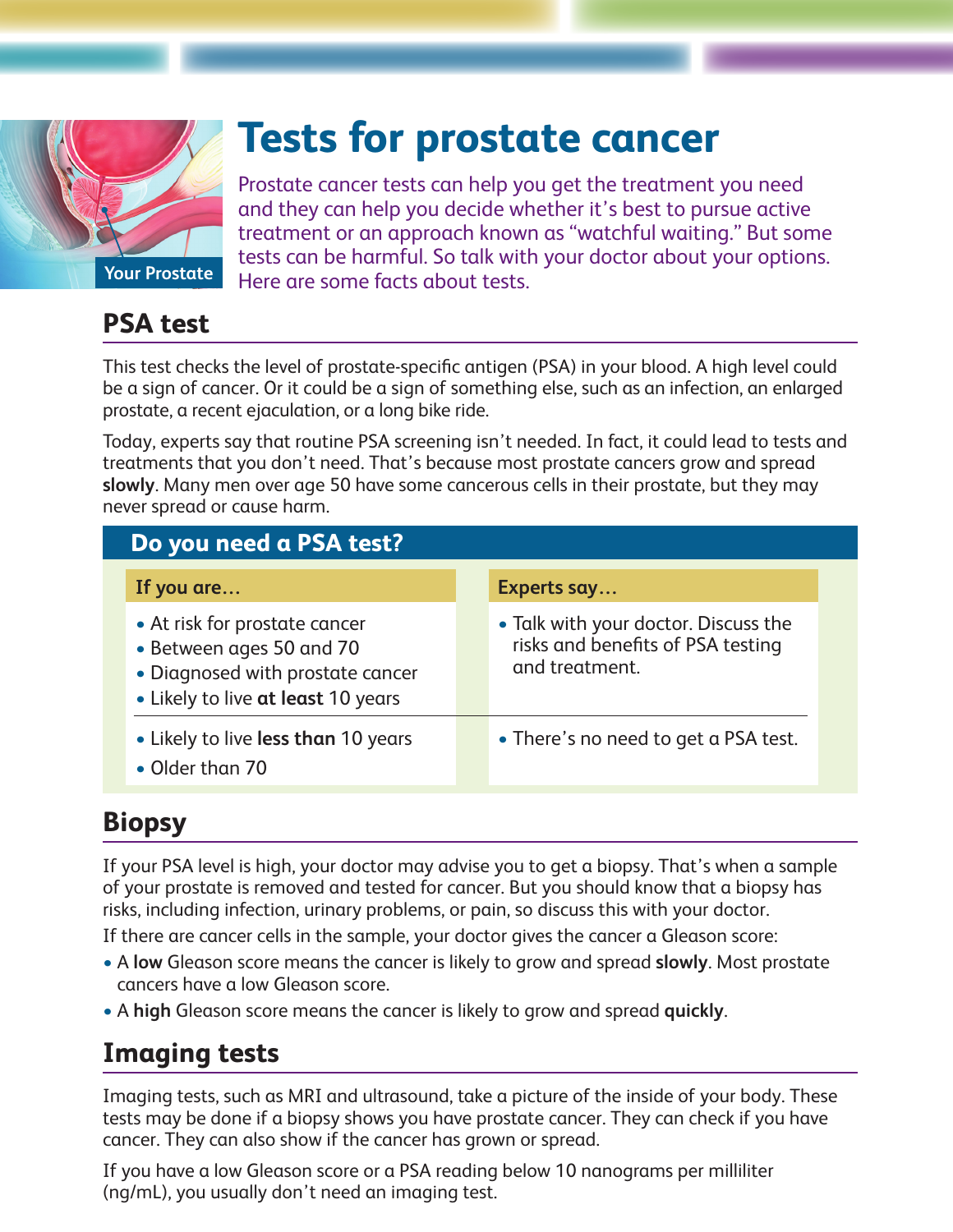# Tests for prostate cancer

Prostate cancer tests can help you get the treatment you need and they can help you decide whether it's best to pursue active treatment or an approach known as "watchful waiting." But some tests can be harmful. So talk with your doctor about your options. Here are some facts about tests.

## PSA test

This test checks the level of prostate-specific antigen (PSA) in your blood. A high level could be a sign of cancer. Or it could be a sign of something else, such as an infection, an enlarged prostate, a recent ejaculation, or a long bike ride.

Today, experts say that routine PSA screening isn't needed. In fact, it could lead to tests and treatments that you don't need. That's because most prostate cancers grow and spread **slowly**. Many men over age 50 have some cancerous cells in their prostate, but they may never spread or cause harm.

### Do you need a PSA test?

| If you are… | Experts say… |
| --- | --- |
| • At risk for prostate cancer<br>• Between ages 50 and 70<br>• Diagnosed with prostate cancer<br>• Likely to live **at least** 10 years | • Talk with your doctor. Discuss the risks and benefits of PSA testing and treatment. |
| • Likely to live **less than** 10 years<br>• Older than 70 | • There's no need to get a PSA test. |

## Biopsy

If your PSA level is high, your doctor may advise you to get a biopsy. That's when a sample of your prostate is removed and tested for cancer. But you should know that a biopsy has risks, including infection, urinary problems, or pain, so discuss this with your doctor.

If there are cancer cells in the sample, your doctor gives the cancer a Gleason score:

- A **low** Gleason score means the cancer is likely to grow and spread **slowly**. Most prostate cancers have a low Gleason score.
- A **high** Gleason score means the cancer is likely to grow and spread **quickly**.

## Imaging tests

Imaging tests, such as MRI and ultrasound, take a picture of the inside of your body. These tests may be done if a biopsy shows you have prostate cancer. They can check if you have cancer. They can also show if the cancer has grown or spread.

If you have a low Gleason score or a PSA reading below 10 nanograms per milliliter (ng/mL), you usually don't need an imaging test.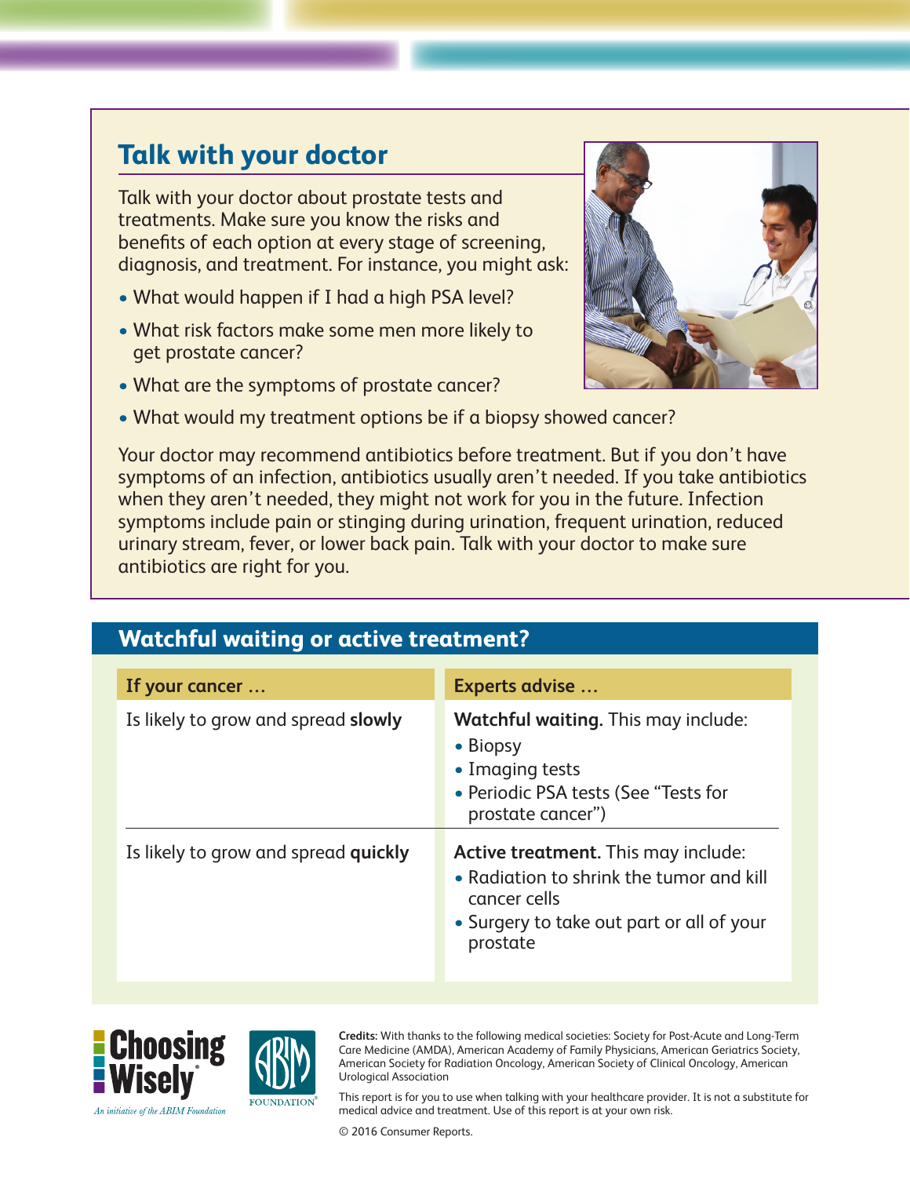## Talk with your doctor

Talk with your doctor about prostate tests and treatments. Make sure you know the risks and benefits of each option at every stage of screening, diagnosis, and treatment. For instance, you might ask:

- What would happen if I had a high PSA level?
- What risk factors make some men more likely to get prostate cancer?
- What are the symptoms of prostate cancer?
- What would my treatment options be if a biopsy showed cancer?

Your doctor may recommend antibiotics before treatment. But if you don't have symptoms of an infection, antibiotics usually aren't needed. If you take antibiotics when they aren't needed, they might not work for you in the future. Infection symptoms include pain or stinging during urination, frequent urination, reduced urinary stream, fever, or lower back pain. Talk with your doctor to make sure antibiotics are right for you.

## Watchful waiting or active treatment?

| If your cancer … | Experts advise … |
|---|---|
| Is likely to grow and spread **slowly** | **Watchful waiting.** This may include:<br>• Biopsy<br>• Imaging tests<br>• Periodic PSA tests (See "Tests for prostate cancer") |
| Is likely to grow and spread **quickly** | **Active treatment.** This may include:<br>• Radiation to shrink the tumor and kill cancer cells<br>• Surgery to take out part or all of your prostate |

Choosing Wisely®

*An initiative of the ABIM Foundation*

ABIM FOUNDATION®

**Credits:** With thanks to the following medical societies: Society for Post-Acute and Long-Term Care Medicine (AMDA), American Academy of Family Physicians, American Geriatrics Society, American Society for Radiation Oncology, American Society of Clinical Oncology, American Urological Association

This report is for you to use when talking with your healthcare provider. It is not a substitute for medical advice and treatment. Use of this report is at your own risk.

© 2016 Consumer Reports.